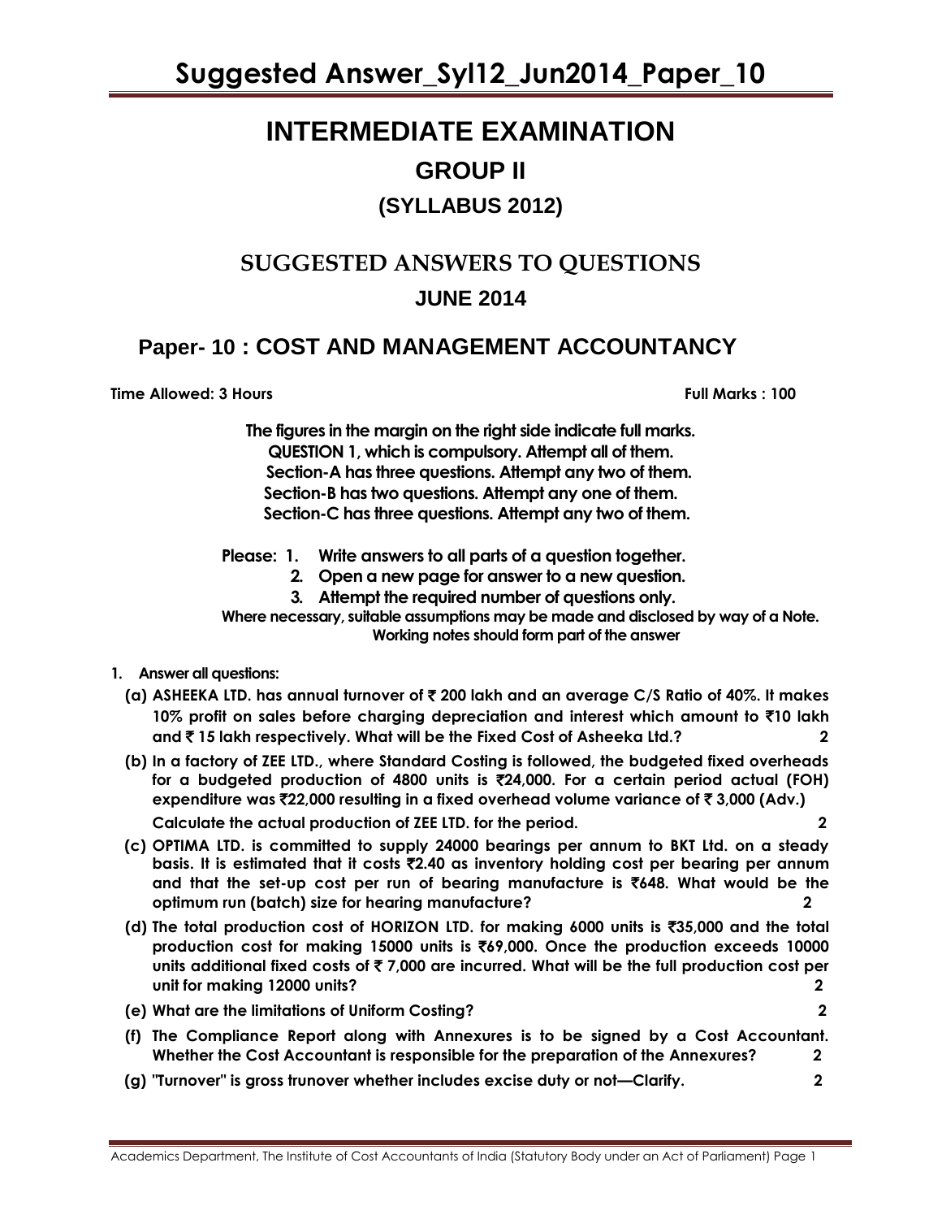# Suggested Answer_Syl12_Jun2014_Paper_10

# INTERMEDIATE EXAMINATION

## GROUP II

### (SYLLABUS 2012)

## SUGGESTED ANSWERS TO QUESTIONS

### JUNE 2014

## Paper- 10 : COST AND MANAGEMENT ACCOUNTANCY

**Time Allowed: 3 Hours** **Full Marks : 100**

**The figures in the margin on the right side indicate full marks.**
**QUESTION 1, which is compulsory. Attempt all of them.**
**Section-A has three questions. Attempt any two of them.**
**Section-B has two questions. Attempt any one of them.**
**Section-C has three questions. Attempt any two of them.**

**Please: 1. Write answers to all parts of a question together.**
**2. Open a new page for answer to a new question.**
**3. Attempt the required number of questions only.**

**Where necessary, suitable assumptions may be made and disclosed by way of a Note.**
**Working notes should form part of the answer**

**1. Answer all questions:**

**(a) ASHEEKA LTD. has annual turnover of ₹ 200 lakh and an average C/S Ratio of 40%. It makes 10% profit on sales before charging depreciation and interest which amount to ₹10 lakh and ₹ 15 lakh respectively. What will be the Fixed Cost of Asheeka Ltd.?** **2**

**(b) In a factory of ZEE LTD., where Standard Costing is followed, the budgeted fixed overheads for a budgeted production of 4800 units is ₹24,000. For a certain period actual (FOH) expenditure was ₹22,000 resulting in a fixed overhead volume variance of ₹ 3,000 (Adv.)**
**Calculate the actual production of ZEE LTD. for the period.** **2**

**(c) OPTIMA LTD. is committed to supply 24000 bearings per annum to BKT Ltd. on a steady basis. It is estimated that it costs ₹2.40 as inventory holding cost per bearing per annum and that the set-up cost per run of bearing manufacture is ₹648. What would be the optimum run (batch) size for hearing manufacture?** **2**

**(d) The total production cost of HORIZON LTD. for making 6000 units is ₹35,000 and the total production cost for making 15000 units is ₹69,000. Once the production exceeds 10000 units additional fixed costs of ₹ 7,000 are incurred. What will be the full production cost per unit for making 12000 units?** **2**

**(e) What are the limitations of Uniform Costing?** **2**

**(f) The Compliance Report along with Annexures is to be signed by a Cost Accountant. Whether the Cost Accountant is responsible for the preparation of the Annexures?** **2**

**(g) "Turnover" is gross trunover whether includes excise duty or not—Clarify.** **2**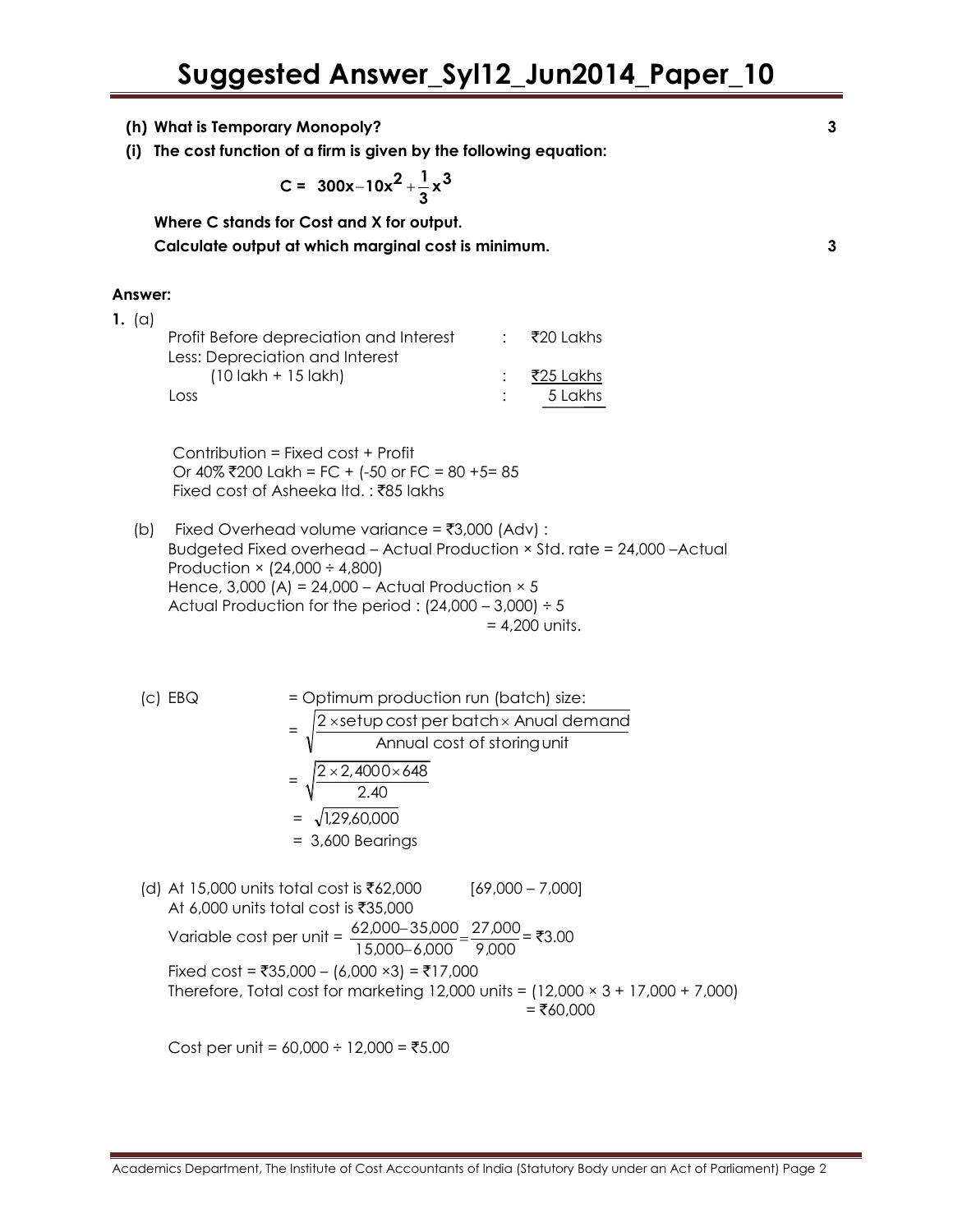**(h) What is Temporary Monopoly?** **3**

**(i) The cost function of a firm is given by the following equation:**

$$C = 300x - 10x^2 + \frac{1}{3}x^3$$

**Where C stands for Cost and X for output.**

**Calculate output at which marginal cost is minimum.** **3**

**Answer:**

**1.** (a)

| | | |
|---|---|---|
| Profit Before depreciation and Interest | : | ₹20 Lakhs |
| Less: Depreciation and Interest (10 lakh + 15 lakh) | : | ₹25 Lakhs |
| Loss | : | 5 Lakhs |

Contribution = Fixed cost + Profit

Or 40% ₹200 Lakh = FC + (-50 or FC = 80 +5= 85

Fixed cost of Asheeka ltd. : ₹85 lakhs

(b) Fixed Overhead volume variance = ₹3,000 (Adv) :

Budgeted Fixed overhead – Actual Production × Std. rate = 24,000 –Actual Production × (24,000 ÷ 4,800)

Hence, 3,000 (A) = 24,000 – Actual Production × 5

Actual Production for the period : (24,000 – 3,000) ÷ 5

= 4,200 units.

(c) EBQ = Optimum production run (batch) size:

$$= \sqrt{\frac{2 \times \text{setup cost per batch} \times \text{Anual demand}}{\text{Annual cost of storing unit}}}$$

$$= \sqrt{\frac{2 \times 2,4000 \times 648}{2.40}}$$

$$= \sqrt{1,29,60,000}$$

= 3,600 Bearings

(d) At 15,000 units total cost is ₹62,000 [69,000 – 7,000]

At 6,000 units total cost is ₹35,000

Variable cost per unit = $\frac{62,000-35,000}{15,000-6,000} = \frac{27,000}{9,000}$ = ₹3.00

Fixed cost = ₹35,000 – (6,000 ×3) = ₹17,000

Therefore, Total cost for marketing 12,000 units = (12,000 × 3 + 17,000 + 7,000)

= ₹60,000

Cost per unit = 60,000 ÷ 12,000 = ₹5.00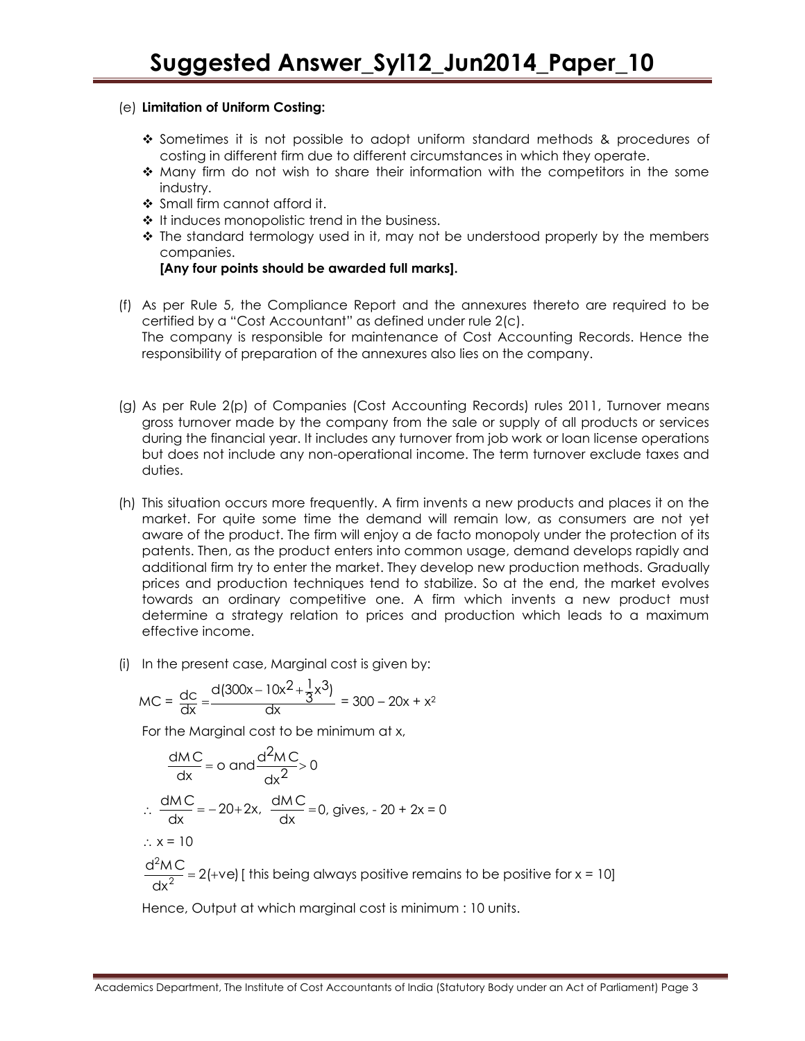(e) **Limitation of Uniform Costing:**

- Sometimes it is not possible to adopt uniform standard methods & procedures of costing in different firm due to different circumstances in which they operate.
- Many firm do not wish to share their information with the competitors in the some industry.
- Small firm cannot afford it.
- It induces monopolistic trend in the business.
- The standard termology used in it, may not be understood properly by the members companies.

**[Any four points should be awarded full marks].**

(f) As per Rule 5, the Compliance Report and the annexures thereto are required to be certified by a "Cost Accountant" as defined under rule 2(c).
The company is responsible for maintenance of Cost Accounting Records. Hence the responsibility of preparation of the annexures also lies on the company.

(g) As per Rule 2(p) of Companies (Cost Accounting Records) rules 2011, Turnover means gross turnover made by the company from the sale or supply of all products or services during the financial year. It includes any turnover from job work or loan license operations but does not include any non-operational income. The term turnover exclude taxes and duties.

(h) This situation occurs more frequently. A firm invents a new products and places it on the market. For quite some time the demand will remain low, as consumers are not yet aware of the product. The firm will enjoy a de facto monopoly under the protection of its patents. Then, as the product enters into common usage, demand develops rapidly and additional firm try to enter the market. They develop new production methods. Gradually prices and production techniques tend to stabilize. So at the end, the market evolves towards an ordinary competitive one. A firm which invents a new product must determine a strategy relation to prices and production which leads to a maximum effective income.

(i) In the present case, Marginal cost is given by:

$$MC = \frac{dc}{dx} = \frac{d(300x - 10x^2 + \frac{1}{3}x^3)}{dx} = 300 - 20x + x^2$$

For the Marginal cost to be minimum at x,

$$\frac{dMC}{dx} = 0 \text{ and } \frac{d^2MC}{dx^2} > 0$$

$$\therefore \frac{dMC}{dx} = -20 + 2x, \quad \frac{dMC}{dx} = 0, \text{ gives, } -20 + 2x = 0$$

$$\therefore x = 10$$

$$\frac{d^2MC}{dx^2} = 2(+ve)$$ [ this being always positive remains to be positive for x = 10]

Hence, Output at which marginal cost is minimum : 10 units.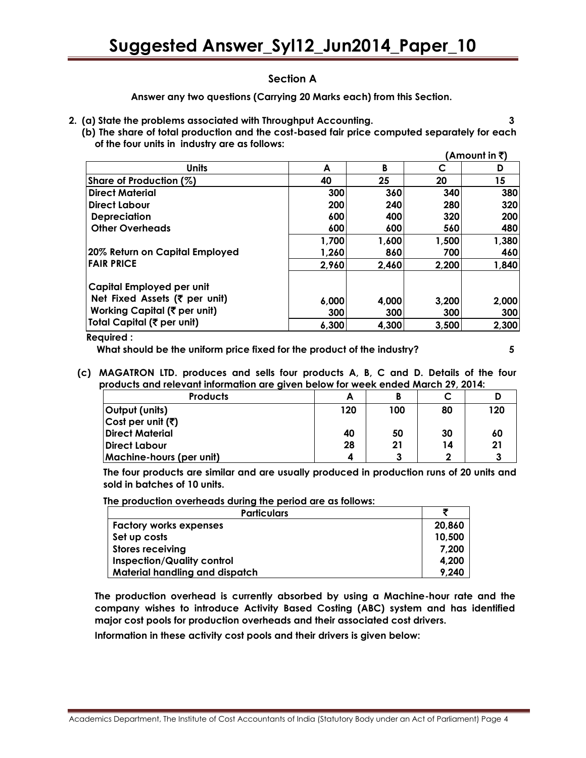## Section A

**Answer any two questions (Carrying 20 Marks each) from this Section.**

**2. (a) State the problems associated with Throughput Accounting.** **3**

**(b) The share of total production and the cost-based fair price computed separately for each of the four units in industry are as follows:**

**(Amount in ₹)**

| Units | A | B | C | D |
|---|---|---|---|---|
| Share of Production (%) | 40 | 25 | 20 | 15 |
| Direct Material | 300 | 360 | 340 | 380 |
| Direct Labour | 200 | 240 | 280 | 320 |
| Depreciation | 600 | 400 | 320 | 200 |
| Other Overheads | 600 | 600 | 560 | 480 |
| | 1,700 | 1,600 | 1,500 | 1,380 |
| 20% Return on Capital Employed | 1,260 | 860 | 700 | 460 |
| FAIR PRICE | 2,960 | 2,460 | 2,200 | 1,840 |
| Capital Employed per unit | | | | |
| Net Fixed Assets (₹ per unit) | 6,000 | 4,000 | 3,200 | 2,000 |
| Working Capital (₹ per unit) | 300 | 300 | 300 | 300 |
| Total Capital (₹ per unit) | 6,300 | 4,300 | 3,500 | 2,300 |

**Required :**

**What should be the uniform price fixed for the product of the industry?** **5**

**(c) MAGATRON LTD. produces and sells four products A, B, C and D. Details of the four products and relevant information are given below for week ended March 29, 2014:**

| Products | A | B | C | D |
|---|---|---|---|---|
| Output (units) | 120 | 100 | 80 | 120 |
| Cost per unit (₹) | | | | |
| Direct Material | 40 | 50 | 30 | 60 |
| Direct Labour | 28 | 21 | 14 | 21 |
| Machine-hours (per unit) | 4 | 3 | 2 | 3 |

**The four products are similar and are usually produced in production runs of 20 units and sold in batches of 10 units.**

**The production overheads during the period are as follows:**

| Particulars | ₹ |
|---|---|
| Factory works expenses | 20,860 |
| Set up costs | 10,500 |
| Stores receiving | 7,200 |
| Inspection/Quality control | 4,200 |
| Material handling and dispatch | 9,240 |

**The production overhead is currently absorbed by using a Machine-hour rate and the company wishes to introduce Activity Based Costing (ABC) system and has identified major cost pools for production overheads and their associated cost drivers.**

**Information in these activity cost pools and their drivers is given below:**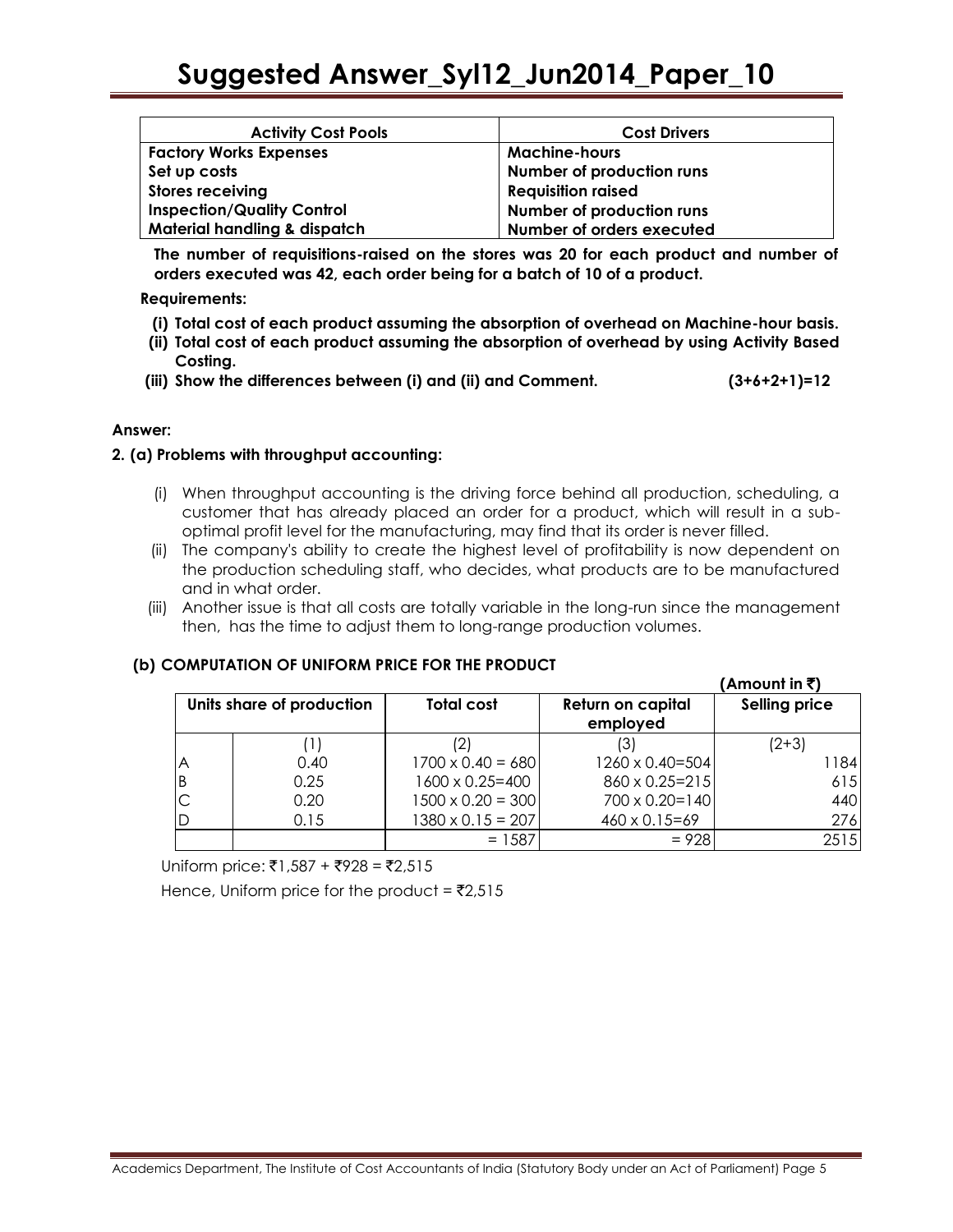| Activity Cost Pools | Cost Drivers |
|---|---|
| Factory Works Expenses | Machine-hours |
| Set up costs | Number of production runs |
| Stores receiving | Requisition raised |
| Inspection/Quality Control | Number of production runs |
| Material handling & dispatch | Number of orders executed |

**The number of requisitions-raised on the stores was 20 for each product and number of orders executed was 42, each order being for a batch of 10 of a product.**

**Requirements:**

**(i) Total cost of each product assuming the absorption of overhead on Machine-hour basis.**

**(ii) Total cost of each product assuming the absorption of overhead by using Activity Based Costing.**

**(iii) Show the differences between (i) and (ii) and Comment.** **(3+6+2+1)=12**

**Answer:**

**2. (a) Problems with throughput accounting:**

(i) When throughput accounting is the driving force behind all production, scheduling, a customer that has already placed an order for a product, which will result in a sub-optimal profit level for the manufacturing, may find that its order is never filled.

(ii) The company's ability to create the highest level of profitability is now dependent on the production scheduling staff, who decides, what products are to be manufactured and in what order.

(iii) Another issue is that all costs are totally variable in the long-run since the management then, has the time to adjust them to long-range production volumes.

**(b) COMPUTATION OF UNIFORM PRICE FOR THE PRODUCT**

**(Amount in ₹)**

| Units share of production | | Total cost | Return on capital employed | Selling price |
|---|---|---|---|---|
| | (1) | (2) | (3) | (2+3) |
| A | 0.40 | 1700 x 0.40 = 680 | 1260 x 0.40=504 | 1184 |
| B | 0.25 | 1600 x 0.25=400 | 860 x 0.25=215 | 615 |
| C | 0.20 | 1500 x 0.20 = 300 | 700 x 0.20=140 | 440 |
| D | 0.15 | 1380 x 0.15 = 207 | 460 x 0.15=69 | 276 |
| | | = 1587 | = 928 | 2515 |

Uniform price: ₹1,587 + ₹928 = ₹2,515

Hence, Uniform price for the product = ₹2,515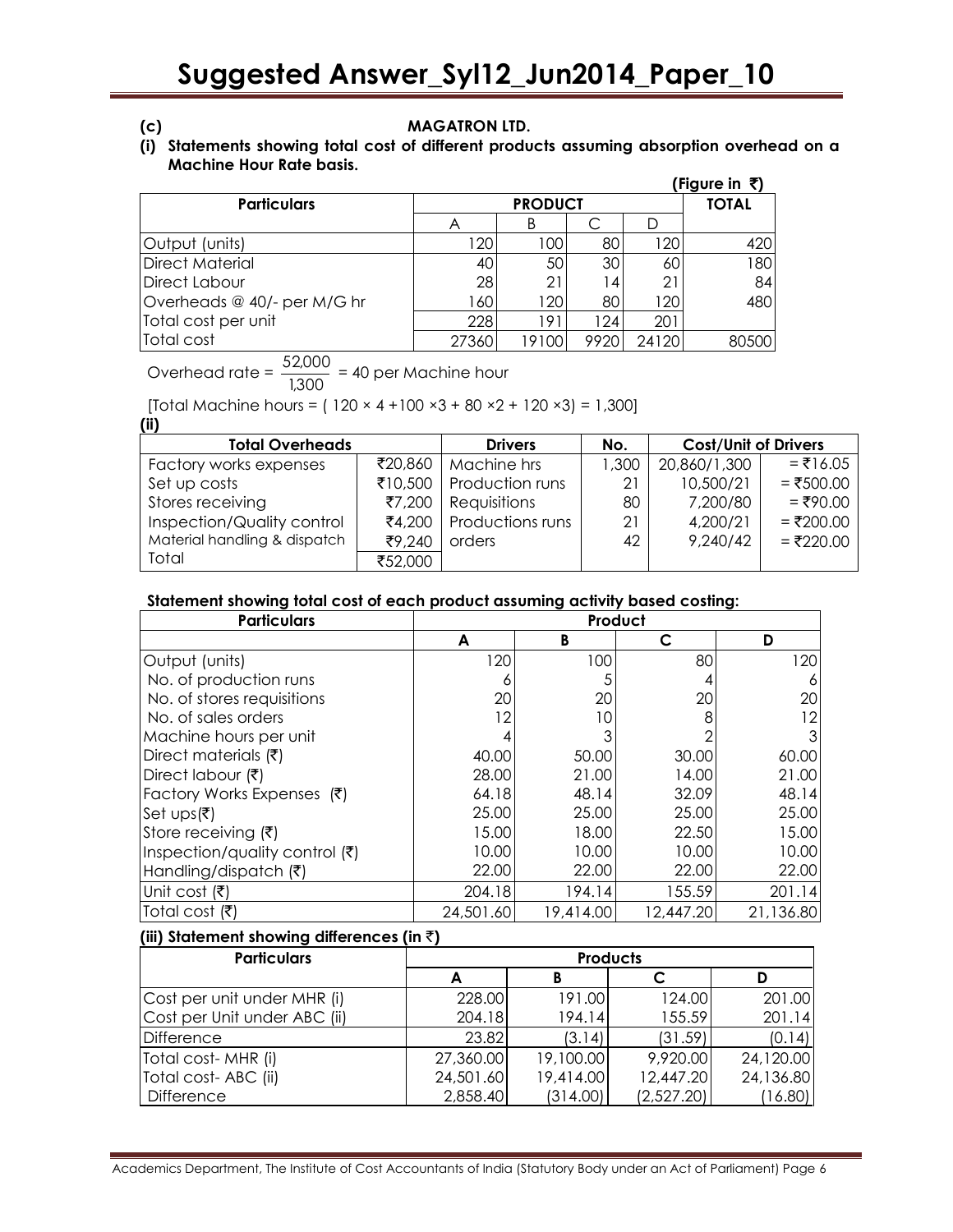**(c) MAGATRON LTD.**

**(i) Statements showing total cost of different products assuming absorption overhead on a Machine Hour Rate basis.**

**(Figure in ₹)**

| Particulars | PRODUCT | | | | TOTAL |
|---|---|---|---|---|---|
| | A | B | C | D | |
| Output (units) | 120 | 100 | 80 | 120 | 420 |
| Direct Material | 40 | 50 | 30 | 60 | 180 |
| Direct Labour | 28 | 21 | 14 | 21 | 84 |
| Overheads @ 40/- per M/G hr | 160 | 120 | 80 | 120 | 480 |
| Total cost per unit | 228 | 191 | 124 | 201 | |
| Total cost | 27360 | 19100 | 9920 | 24120 | 80500 |

Overhead rate = $\frac{52,000}{1,300}$ = 40 per Machine hour

[Total Machine hours = ( 120 × 4 +100 ×3 + 80 ×2 + 120 ×3) = 1,300]

**(ii)**

| Total Overheads | | Drivers | No. | Cost/Unit of Drivers | |
|---|---|---|---|---|---|
| Factory works expenses | ₹20,860 | Machine hrs | 1,300 | 20,860/1,300 | = ₹16.05 |
| Set up costs | ₹10,500 | Production runs | 21 | 10,500/21 | = ₹500.00 |
| Stores receiving | ₹7,200 | Requisitions | 80 | 7,200/80 | = ₹90.00 |
| Inspection/Quality control | ₹4,200 | Productions runs | 21 | 4,200/21 | = ₹200.00 |
| Material handling & dispatch | ₹9,240 | orders | 42 | 9,240/42 | = ₹220.00 |
| Total | ₹52,000 | | | | |

**Statement showing total cost of each product assuming activity based costing:**

| Particulars | Product | | | |
|---|---|---|---|---|
| | **A** | **B** | **C** | **D** |
| Output (units) | 120 | 100 | 80 | 120 |
| No. of production runs | 6 | 5 | 4 | 6 |
| No. of stores requisitions | 20 | 20 | 20 | 20 |
| No. of sales orders | 12 | 10 | 8 | 12 |
| Machine hours per unit | 4 | 3 | 2 | 3 |
| Direct materials (₹) | 40.00 | 50.00 | 30.00 | 60.00 |
| Direct labour (₹) | 28.00 | 21.00 | 14.00 | 21.00 |
| Factory Works Expenses (₹) | 64.18 | 48.14 | 32.09 | 48.14 |
| Set ups(₹) | 25.00 | 25.00 | 25.00 | 25.00 |
| Store receiving (₹) | 15.00 | 18.00 | 22.50 | 15.00 |
| Inspection/quality control (₹) | 10.00 | 10.00 | 10.00 | 10.00 |
| Handling/dispatch (₹) | 22.00 | 22.00 | 22.00 | 22.00 |
| Unit cost (₹) | 204.18 | 194.14 | 155.59 | 201.14 |
| Total cost (₹) | 24,501.60 | 19,414.00 | 12,447.20 | 21,136.80 |

**(iii) Statement showing differences (in ₹)**

| Particulars | Products | | | |
|---|---|---|---|---|
| | **A** | **B** | **C** | **D** |
| Cost per unit under MHR (i) | 228.00 | 191.00 | 124.00 | 201.00 |
| Cost per Unit under ABC (ii) | 204.18 | 194.14 | 155.59 | 201.14 |
| Difference | 23.82 | (3.14) | (31.59) | (0.14) |
| Total cost- MHR (i) | 27,360.00 | 19,100.00 | 9,920.00 | 24,120.00 |
| Total cost- ABC (ii) | 24,501.60 | 19,414.00 | 12,447.20 | 24,136.80 |
| Difference | 2,858.40 | (314.00) | (2,527.20) | (16.80) |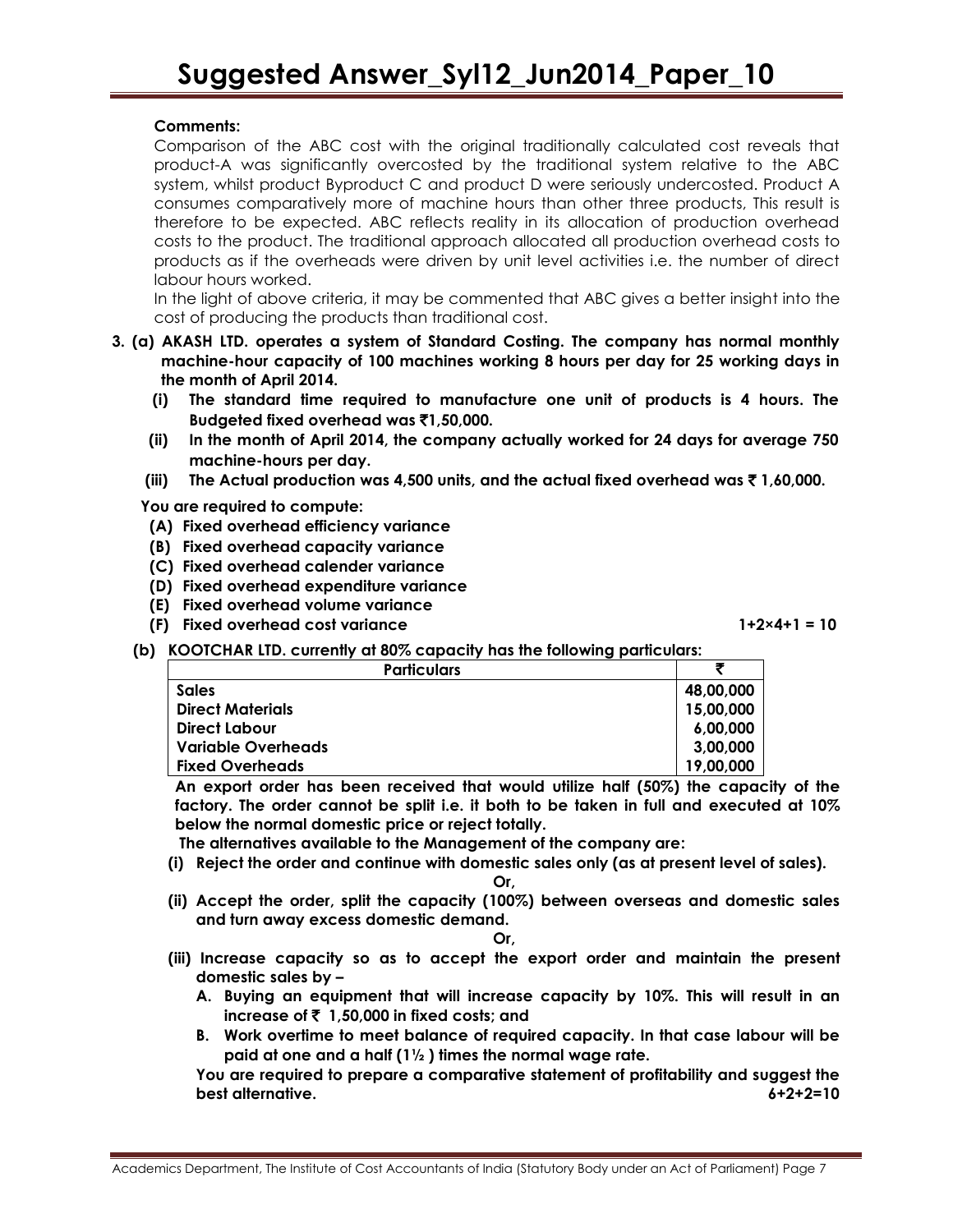**Comments:**

Comparison of the ABC cost with the original traditionally calculated cost reveals that product-A was significantly overcosted by the traditional system relative to the ABC system, whilst product Byproduct C and product D were seriously undercosted. Product A consumes comparatively more of machine hours than other three products, This result is therefore to be expected. ABC reflects reality in its allocation of production overhead costs to the product. The traditional approach allocated all production overhead costs to products as if the overheads were driven by unit level activities i.e. the number of direct labour hours worked.

In the light of above criteria, it may be commented that ABC gives a better insight into the cost of producing the products than traditional cost.

**3. (a) AKASH LTD. operates a system of Standard Costing. The company has normal monthly machine-hour capacity of 100 machines working 8 hours per day for 25 working days in the month of April 2014.**

**(i) The standard time required to manufacture one unit of products is 4 hours. The Budgeted fixed overhead was ₹1,50,000.**

**(ii) In the month of April 2014, the company actually worked for 24 days for average 750 machine-hours per day.**

**(iii) The Actual production was 4,500 units, and the actual fixed overhead was ₹ 1,60,000.**

**You are required to compute:**

**(A) Fixed overhead efficiency variance**

**(B) Fixed overhead capacity variance**

**(C) Fixed overhead calender variance**

**(D) Fixed overhead expenditure variance**

**(E) Fixed overhead volume variance**

**(F) Fixed overhead cost variance** **1+2×4+1 = 10**

**(b) KOOTCHAR LTD. currently at 80% capacity has the following particulars:**

| Particulars | ₹ |
|---|---|
| Sales | 48,00,000 |
| Direct Materials | 15,00,000 |
| Direct Labour | 6,00,000 |
| Variable Overheads | 3,00,000 |
| Fixed Overheads | 19,00,000 |

**An export order has been received that would utilize half (50%) the capacity of the factory. The order cannot be split i.e. it both to be taken in full and executed at 10% below the normal domestic price or reject totally.**

**The alternatives available to the Management of the company are:**

**(i) Reject the order and continue with domestic sales only (as at present level of sales).**

**Or,**

**(ii) Accept the order, split the capacity (100%) between overseas and domestic sales and turn away excess domestic demand.**

**Or,**

**(iii) Increase capacity so as to accept the export order and maintain the present domestic sales by –**

**A. Buying an equipment that will increase capacity by 10%. This will result in an increase of ₹ 1,50,000 in fixed costs; and**

**B. Work overtime to meet balance of required capacity. In that case labour will be paid at one and a half (1½ ) times the normal wage rate.**

**You are required to prepare a comparative statement of profitability and suggest the best alternative.** **6+2+2=10**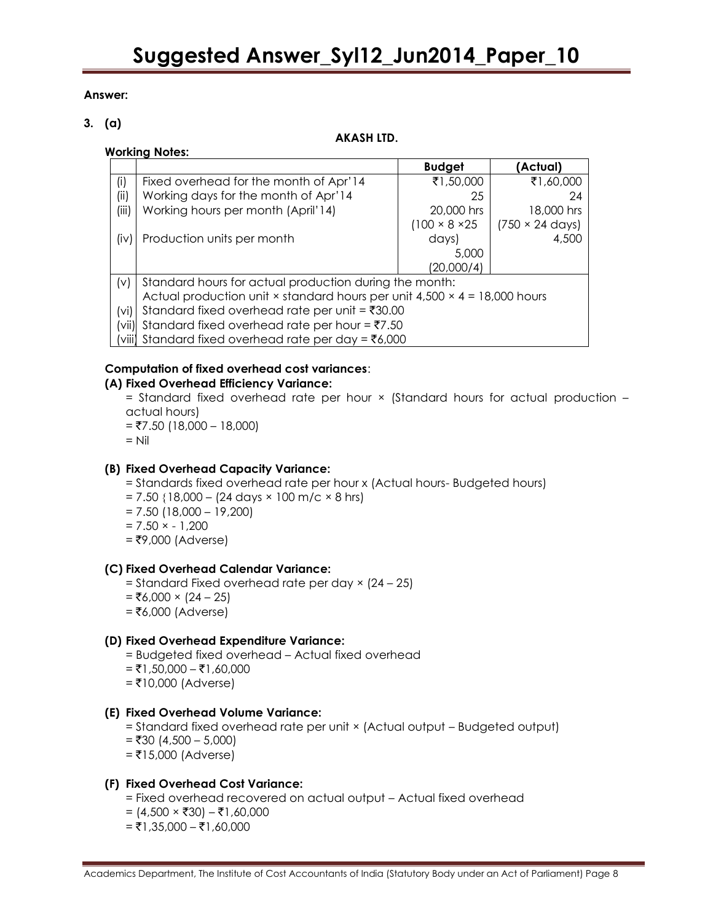**Answer:**

**3. (a)**

**AKASH LTD.**

**Working Notes:**

| | | **Budget** | **(Actual)** |
|---|---|---|---|
| (i) | Fixed overhead for the month of Apr'14 | ₹1,50,000 | ₹1,60,000 |
| (ii) | Working days for the month of Apr'14 | 25 | 24 |
| (iii) | Working hours per month (April'14) | 20,000 hrs (100 × 8 ×25 days) | 18,000 hrs (750 × 24 days) |
| (iv) | Production units per month | 5,000 (20,000/4) | 4,500 |
| (v) | Standard hours for actual production during the month: Actual production unit × standard hours per unit 4,500 × 4 = 18,000 hours | | |
| (vi) | Standard fixed overhead rate per unit = ₹30.00 | | |
| (vii) | Standard fixed overhead rate per hour = ₹7.50 | | |
| (viii) | Standard fixed overhead rate per day = ₹6,000 | | |

**Computation of fixed overhead cost variances**:

**(A) Fixed Overhead Efficiency Variance:**

= Standard fixed overhead rate per hour × (Standard hours for actual production – actual hours)

= ₹7.50 (18,000 – 18,000)

= Nil

**(B) Fixed Overhead Capacity Variance:**

= Standards fixed overhead rate per hour x (Actual hours- Budgeted hours)

= 7.50 {18,000 – (24 days × 100 m/c × 8 hrs)

= 7.50 (18,000 – 19,200)

= 7.50 × - 1,200

= ₹9,000 (Adverse)

**(C) Fixed Overhead Calendar Variance:**

= Standard Fixed overhead rate per day × (24 – 25)

= ₹6,000 × (24 – 25)

= ₹6,000 (Adverse)

**(D) Fixed Overhead Expenditure Variance:**

= Budgeted fixed overhead – Actual fixed overhead

= ₹1,50,000 – ₹1,60,000

= ₹10,000 (Adverse)

**(E) Fixed Overhead Volume Variance:**

= Standard fixed overhead rate per unit × (Actual output – Budgeted output)

= ₹30 (4,500 – 5,000)

= ₹15,000 (Adverse)

**(F) Fixed Overhead Cost Variance:**

= Fixed overhead recovered on actual output – Actual fixed overhead

= (4,500 × ₹30) – ₹1,60,000

= ₹1,35,000 – ₹1,60,000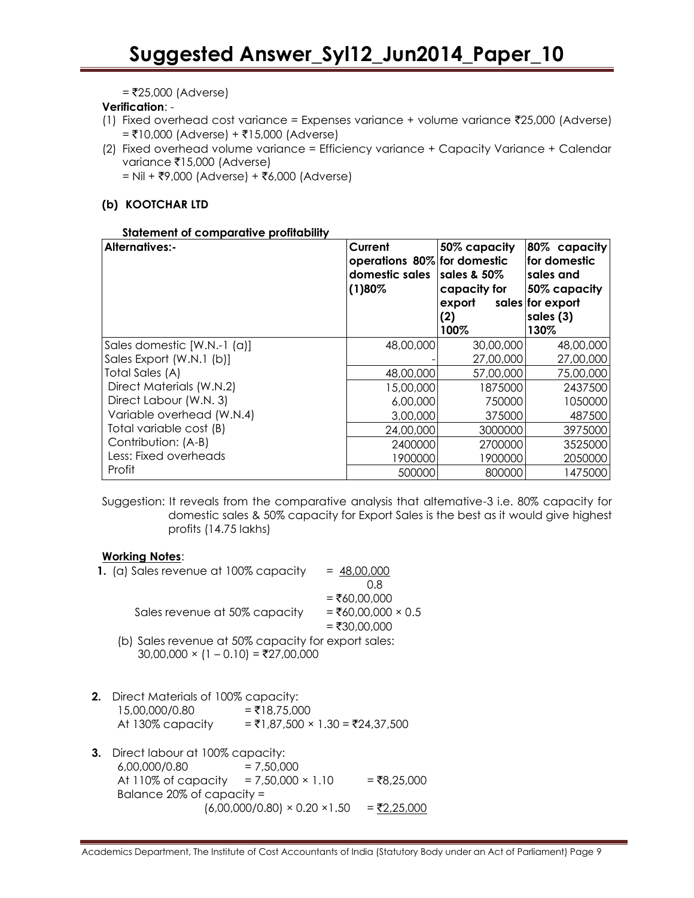= ₹25,000 (Adverse)

**Verification**: -

(1) Fixed overhead cost variance = Expenses variance + volume variance ₹25,000 (Adverse) = ₹10,000 (Adverse) + ₹15,000 (Adverse)

(2) Fixed overhead volume variance = Efficiency variance + Capacity Variance + Calendar variance ₹15,000 (Adverse)
 = Nil + ₹9,000 (Adverse) + ₹6,000 (Adverse)

**(b) KOOTCHAR LTD**

**Statement of comparative profitability**

| Alternatives:- | Current operations 80% domestic sales (1)80% | 50% capacity for domestic sales & 50% capacity for export sales (2) 100% | 80% capacity for domestic sales and 50% capacity for export sales (3) 130% |
|---|---|---|---|
| Sales domestic [W.N.-1 (a)] | 48,00,000 | 30,00,000 | 48,00,000 |
| Sales Export (W.N.1 (b)] | - | 27,00,000 | 27,00,000 |
| Total Sales (A) | 48,00,000 | 57,00,000 | 75,00,000 |
| Direct Materials (W.N.2) | 15,00,000 | 1875000 | 2437500 |
| Direct Labour (W.N. 3) | 6,00,000 | 750000 | 1050000 |
| Variable overhead (W.N.4) | 3,00,000 | 375000 | 487500 |
| Total variable cost (B) | 24,00,000 | 3000000 | 3975000 |
| Contribution: (A-B) | 2400000 | 2700000 | 3525000 |
| Less: Fixed overheads | 1900000 | 1900000 | 2050000 |
| Profit | 500000 | 800000 | 1475000 |

Suggestion: It reveals from the comparative analysis that altemative-3 i.e. 80% capacity for domestic sales & 50% capacity for Export Sales is the best as it would give highest profits (14.75 lakhs)

**Working Notes**:

**1.** (a) Sales revenue at 100% capacity $= \frac{48,00,000}{0.8}$
 = ₹60,00,000

 Sales revenue at 50% capacity = ₹60,00,000 × 0.5
 = ₹30,00,000

 (b) Sales revenue at 50% capacity for export sales:
 30,00,000 × (1 – 0.10) = ₹27,00,000

**2.** Direct Materials of 100% capacity:
 15,00,000/0.80 = ₹18,75,000
 At 130% capacity = ₹1,87,500 × 1.30 = ₹24,37,500

**3.** Direct labour at 100% capacity:
 6,00,000/0.80 = 7,50,000
 At 110% of capacity = 7,50,000 × 1.10 = ₹8,25,000
 Balance 20% of capacity =
 (6,00,000/0.80) × 0.20 ×1.50 = ₹2,25,000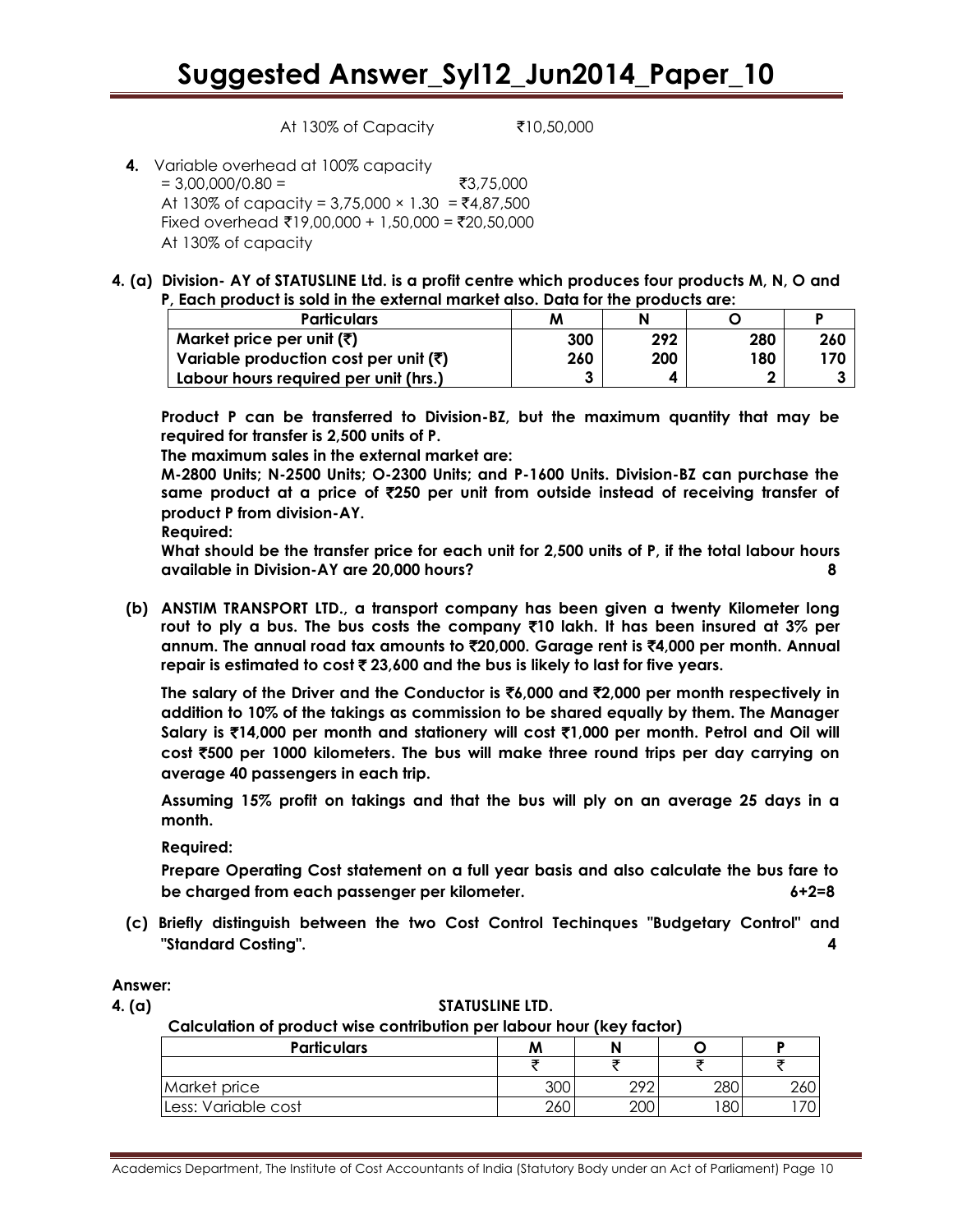At 130% of Capacity ₹10,50,000

**4.** Variable overhead at 100% capacity
= 3,00,000/0.80 = ₹3,75,000
At 130% of capacity = 3,75,000 × 1.30 = ₹4,87,500
Fixed overhead ₹19,00,000 + 1,50,000 = ₹20,50,000
At 130% of capacity

**4. (a) Division- AY of STATUSLINE Ltd. is a profit centre which produces four products M, N, O and P, Each product is sold in the external market also. Data for the products are:**

| Particulars | M | N | O | P |
|---|---|---|---|---|
| **Market price per unit (₹)** | **300** | **292** | **280** | **260** |
| **Variable production cost per unit (₹)** | **260** | **200** | **180** | **170** |
| **Labour hours required per unit (hrs.)** | **3** | **4** | **2** | **3** |

**Product P can be transferred to Division-BZ, but the maximum quantity that may be required for transfer is 2,500 units of P.**

**The maximum sales in the external market are:**

**M-2800 Units; N-2500 Units; O-2300 Units; and P-1600 Units. Division-BZ can purchase the same product at a price of ₹250 per unit from outside instead of receiving transfer of product P from division-AY.**

**Required:**

**What should be the transfer price for each unit for 2,500 units of P, if the total labour hours available in Division-AY are 20,000 hours?** **8**

**(b) ANSTIM TRANSPORT LTD., a transport company has been given a twenty Kilometer long rout to ply a bus. The bus costs the company ₹10 lakh. It has been insured at 3% per annum. The annual road tax amounts to ₹20,000. Garage rent is ₹4,000 per month. Annual repair is estimated to cost ₹ 23,600 and the bus is likely to last for five years.**

**The salary of the Driver and the Conductor is ₹6,000 and ₹2,000 per month respectively in addition to 10% of the takings as commission to be shared equally by them. The Manager Salary is ₹14,000 per month and stationery will cost ₹1,000 per month. Petrol and Oil will cost ₹500 per 1000 kilometers. The bus will make three round trips per day carrying on average 40 passengers in each trip.**

**Assuming 15% profit on takings and that the bus will ply on an average 25 days in a month.**

**Required:**

**Prepare Operating Cost statement on a full year basis and also calculate the bus fare to be charged from each passenger per kilometer.** **6+2=8**

**(c) Briefly distinguish between the two Cost Control Techinques "Budgetary Control" and "Standard Costing".** **4**

**Answer:**

**4. (a)** **STATUSLINE LTD.**

**Calculation of product wise contribution per labour hour (key factor)**

| Particulars | M | N | O | P |
|---|---|---|---|---|
| | ₹ | ₹ | ₹ | ₹ |
| Market price | 300 | 292 | 280 | 260 |
| Less: Variable cost | 260 | 200 | 180 | 170 |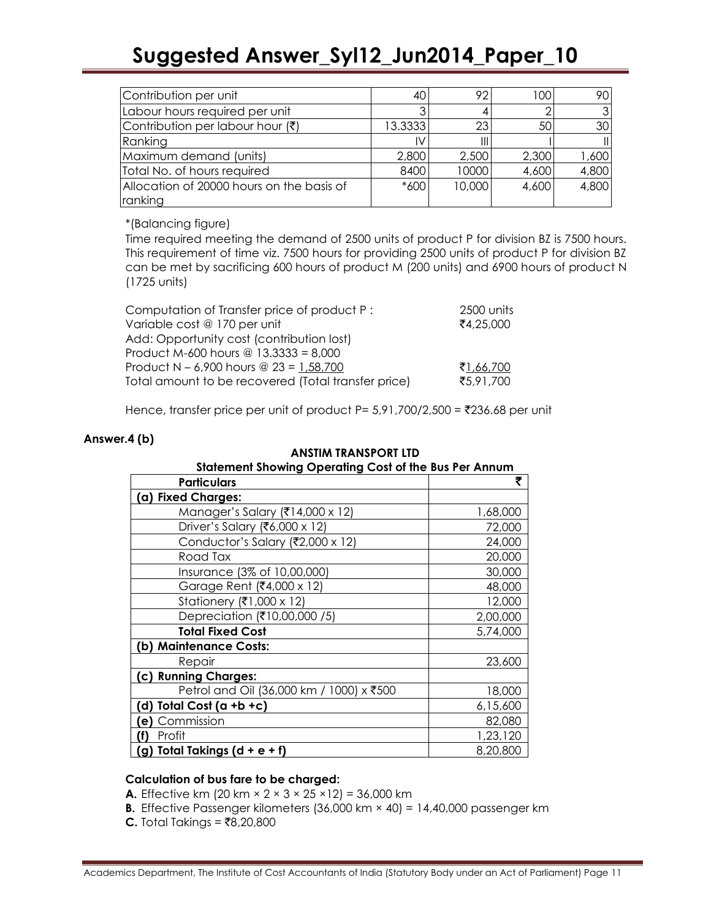| | | | | |
|---|---|---|---|---|
| Contribution per unit | 40 | 92 | 100 | 90 |
| Labour hours required per unit | 3 | 4 | 2 | 3 |
| Contribution per labour hour (₹) | 13.3333 | 23 | 50 | 30 |
| Ranking | IV | III | I | II |
| Maximum demand (units) | 2,800 | 2,500 | 2,300 | 1,600 |
| Total No. of hours required | 8400 | 10000 | 4,600 | 4,800 |
| Allocation of 20000 hours on the basis of ranking | *600 | 10,000 | 4,600 | 4,800 |

*(Balancing figure)

Time required meeting the demand of 2500 units of product P for division BZ is 7500 hours. This requirement of time viz. 7500 hours for providing 2500 units of product P for division BZ can be met by sacrificing 600 hours of product M (200 units) and 6900 hours of product N (1725 units)

| | |
|---|---|
| Computation of Transfer price of product P : | 2500 units |
| Variable cost @ 170 per unit | ₹4,25,000 |
| Add: Opportunity cost (contribution lost) | |
| Product M-600 hours @ 13.3333 = 8,000 | |
| Product N – 6,900 hours @ 23 = 1,58,700 | ₹1,66,700 |
| Total amount to be recovered (Total transfer price) | ₹5,91,700 |

Hence, transfer price per unit of product P= 5,91,700/2,500 = ₹236.68 per unit

**Answer.4 (b)**

**ANSTIM TRANSPORT LTD**

**Statement Showing Operating Cost of the Bus Per Annum**

| Particulars | ₹ |
|---|---|
| **(a) Fixed Charges:** | |
| Manager's Salary (₹14,000 x 12) | 1,68,000 |
| Driver's Salary (₹6,000 x 12) | 72,000 |
| Conductor's Salary (₹2,000 x 12) | 24,000 |
| Road Tax | 20,000 |
| Insurance (3% of 10,00,000) | 30,000 |
| Garage Rent (₹4,000 x 12) | 48,000 |
| Stationery (₹1,000 x 12) | 12,000 |
| Depreciation (₹10,00,000 /5) | 2,00,000 |
| **Total Fixed Cost** | 5,74,000 |
| **(b) Maintenance Costs:** | |
| Repair | 23,600 |
| **(c) Running Charges:** | |
| Petrol and Oil (36,000 km / 1000) x ₹500 | 18,000 |
| **(d) Total Cost (a +b +c)** | 6,15,600 |
| **(e)** Commission | 82,080 |
| **(f)** Profit | 1,23,120 |
| **(g) Total Takings (d + e + f)** | 8,20,800 |

**Calculation of bus fare to be charged:**

**A.** Effective km (20 km × 2 × 3 × 25 ×12) = 36,000 km

**B.** Effective Passenger kilometers (36,000 km × 40) = 14,40,000 passenger km

**C.** Total Takings = ₹8,20,800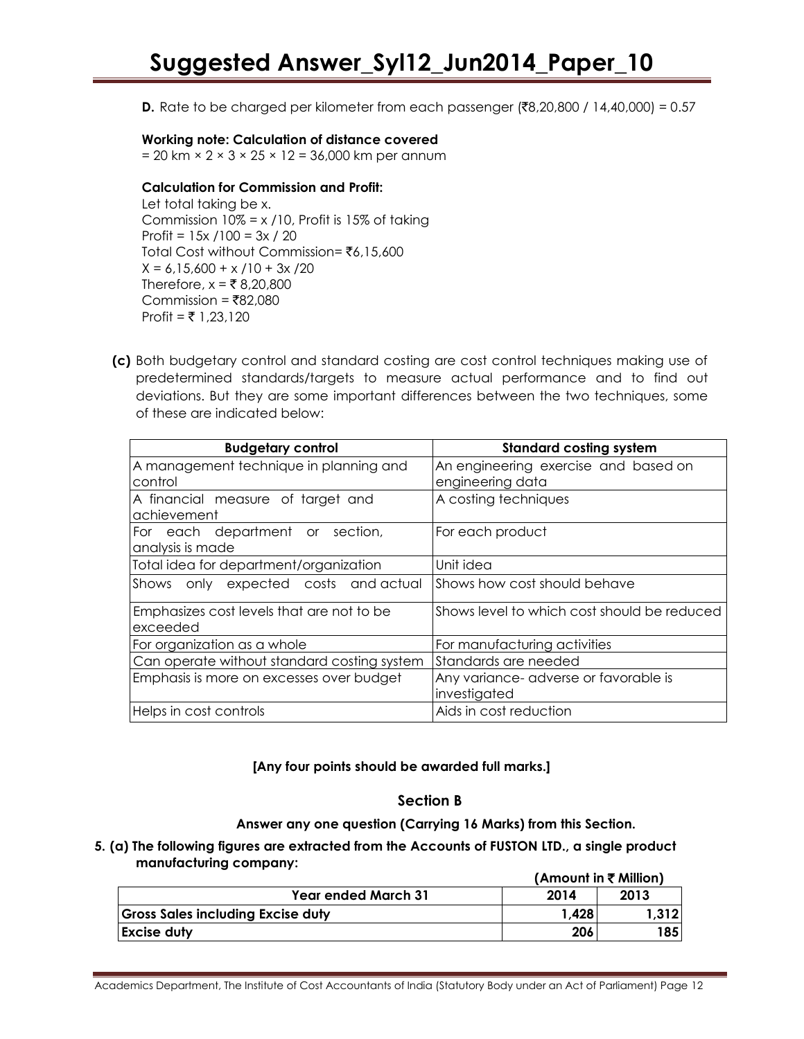**D.** Rate to be charged per kilometer from each passenger (₹8,20,800 / 14,40,000) = 0.57

**Working note: Calculation of distance covered**

= 20 km × 2 × 3 × 25 × 12 = 36,000 km per annum

**Calculation for Commission and Profit:**

Let total taking be x.

Commission 10% = x /10, Profit is 15% of taking

Profit = 15x /100 = 3x / 20

Total Cost without Commission= ₹6,15,600

X = 6,15,600 + x /10 + 3x /20

Therefore, x = ₹ 8,20,800

Commission = ₹82,080

Profit = ₹ 1,23,120

**(c)** Both budgetary control and standard costing are cost control techniques making use of predetermined standards/targets to measure actual performance and to find out deviations. But they are some important differences between the two techniques, some of these are indicated below:

| Budgetary control | Standard costing system |
|---|---|
| A management technique in planning and control | An engineering exercise and based on engineering data |
| A financial measure of target and achievement | A costing techniques |
| For each department or section, analysis is made | For each product |
| Total idea for department/organization | Unit idea |
| Shows only expected costs and actual | Shows how cost should behave |
| Emphasizes cost levels that are not to be exceeded | Shows level to which cost should be reduced |
| For organization as a whole | For manufacturing activities |
| Can operate without standard costing system | Standards are needed |
| Emphasis is more on excesses over budget | Any variance- adverse or favorable is investigated |
| Helps in cost controls | Aids in cost reduction |

**[Any four points should be awarded full marks.]**

## Section B

**Answer any one question (Carrying 16 Marks) from this Section.**

**5. (a) The following figures are extracted from the Accounts of FUSTON LTD., a single product manufacturing company:**

**(Amount in ₹ Million)**

| Year ended March 31 | 2014 | 2013 |
|---|---|---|
| **Gross Sales including Excise duty** | 1,428 | 1,312 |
| **Excise duty** | 206 | 185 |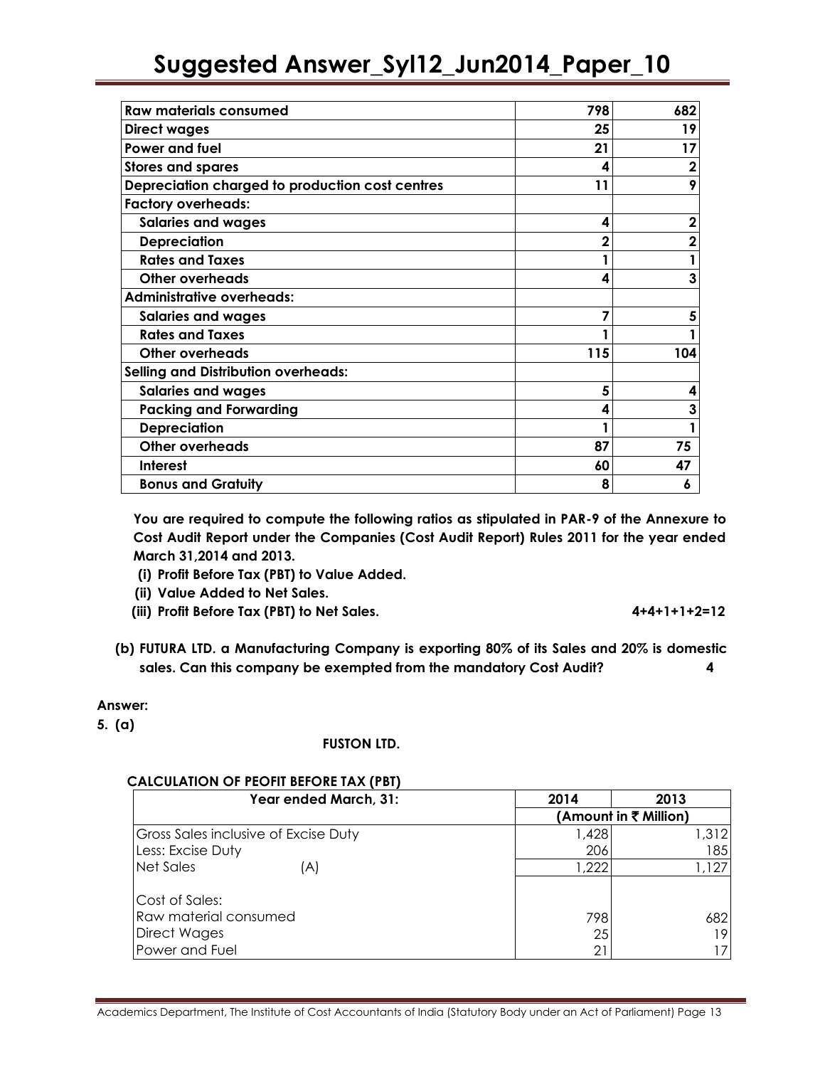| Raw materials consumed | 798 | 682 |
|---|---|---|
| Direct wages | 25 | 19 |
| Power and fuel | 21 | 17 |
| Stores and spares | 4 | 2 |
| Depreciation charged to production cost centres | 11 | 9 |
| Factory overheads: | | |
| Salaries and wages | 4 | 2 |
| Depreciation | 2 | 2 |
| Rates and Taxes | 1 | 1 |
| Other overheads | 4 | 3 |
| Administrative overheads: | | |
| Salaries and wages | 7 | 5 |
| Rates and Taxes | 1 | 1 |
| Other overheads | 115 | 104 |
| Selling and Distribution overheads: | | |
| Salaries and wages | 5 | 4 |
| Packing and Forwarding | 4 | 3 |
| Depreciation | 1 | 1 |
| Other overheads | 87 | 75 |
| Interest | 60 | 47 |
| Bonus and Gratuity | 8 | 6 |

**You are required to compute the following ratios as stipulated in PAR-9 of the Annexure to Cost Audit Report under the Companies (Cost Audit Report) Rules 2011 for the year ended March 31,2014 and 2013.**

**(i) Profit Before Tax (PBT) to Value Added.**

**(ii) Value Added to Net Sales.**

**(iii) Profit Before Tax (PBT) to Net Sales.** **4+4+1+1+2=12**

**(b) FUTURA LTD. a Manufacturing Company is exporting 80% of its Sales and 20% is domestic sales. Can this company be exempted from the mandatory Cost Audit?** **4**

**Answer:**

**5. (a)**

**FUSTON LTD.**

**CALCULATION OF PEOFIT BEFORE TAX (PBT)**

| Year ended March, 31: | 2014 | 2013 |
|---|---|---|
| | (Amount in ₹ Million) | |
| Gross Sales inclusive of Excise Duty | 1,428 | 1,312 |
| Less: Excise Duty | 206 | 185 |
| Net Sales (A) | 1,222 | 1,127 |
| Cost of Sales: | | |
| Raw material consumed | 798 | 682 |
| Direct Wages | 25 | 19 |
| Power and Fuel | 21 | 17 |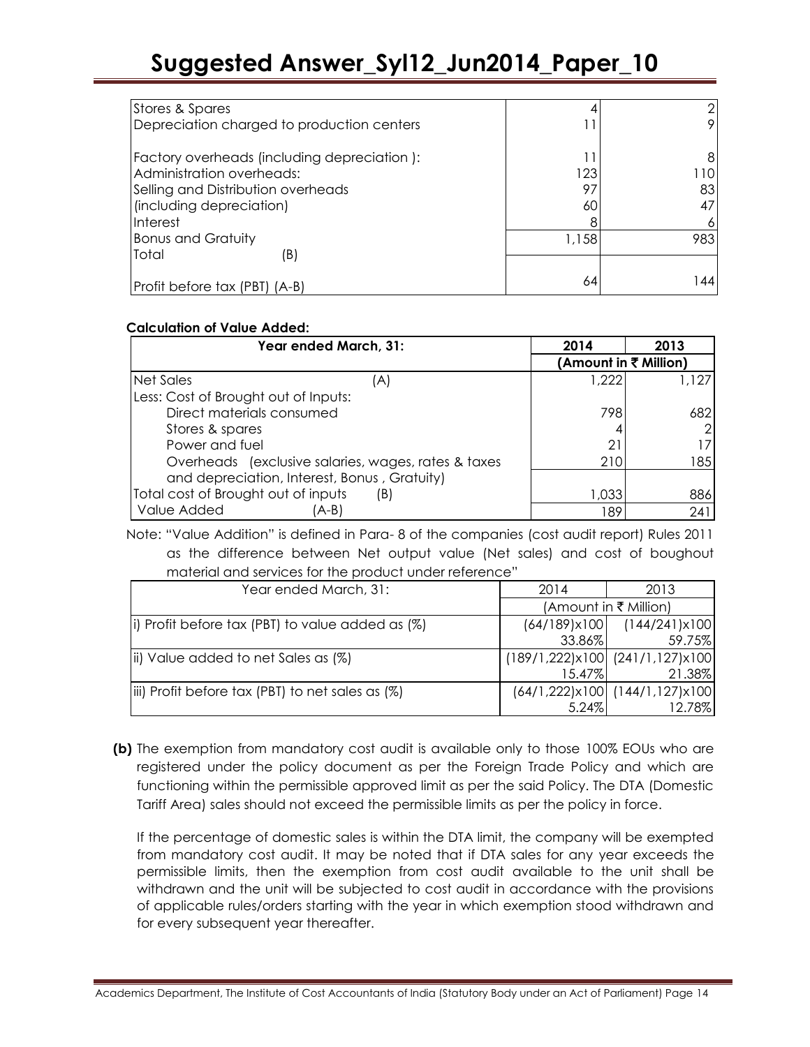| | | |
|---|---|---|
| Stores & Spares | 4 | 2 |
| Depreciation charged to production centers | 11 | 9 |
| Factory overheads (including depreciation ): | 11 | 8 |
| Administration overheads: | 123 | 110 |
| Selling and Distribution overheads | 97 | 83 |
| (including depreciation) | 60 | 47 |
| Interest | 8 | 6 |
| Bonus and Gratuity | 1,158 | 983 |
| Total (B) | | |
| Profit before tax (PBT) (A-B) | 64 | 144 |

**Calculation of Value Added:**

| Year ended March, 31: | 2014 | 2013 |
|---|---|---|
| | (Amount in ₹ Million) | |
| Net Sales (A) | 1,222 | 1,127 |
| Less: Cost of Brought out of Inputs: | | |
| Direct materials consumed | 798 | 682 |
| Stores & spares | 4 | 2 |
| Power and fuel | 21 | 17 |
| Overheads (exclusive salaries, wages, rates & taxes and depreciation, Interest, Bonus , Gratuity) | 210 | 185 |
| Total cost of Brought out of inputs (B) | 1,033 | 886 |
| Value Added (A-B) | 189 | 241 |

Note: "Value Addition" is defined in Para- 8 of the companies (cost audit report) Rules 2011 as the difference between Net output value (Net sales) and cost of boughout material and services for the product under reference"

| Year ended March, 31: | 2014 | 2013 |
|---|---|---|
| | (Amount in ₹ Million) | |
| i) Profit before tax (PBT) to value added as (%) | (64/189)x100 33.86% | (144/241)x100 59.75% |
| ii) Value added to net Sales as (%) | (189/1,222)x100 15.47% | (241/1,127)x100 21.38% |
| iii) Profit before tax (PBT) to net sales as (%) | (64/1,222)x100 5.24% | (144/1,127)x100 12.78% |

**(b)** The exemption from mandatory cost audit is available only to those 100% EOUs who are registered under the policy document as per the Foreign Trade Policy and which are functioning within the permissible approved limit as per the said Policy. The DTA (Domestic Tariff Area) sales should not exceed the permissible limits as per the policy in force.

If the percentage of domestic sales is within the DTA limit, the company will be exempted from mandatory cost audit. It may be noted that if DTA sales for any year exceeds the permissible limits, then the exemption from cost audit available to the unit shall be withdrawn and the unit will be subjected to cost audit in accordance with the provisions of applicable rules/orders starting with the year in which exemption stood withdrawn and for every subsequent year thereafter.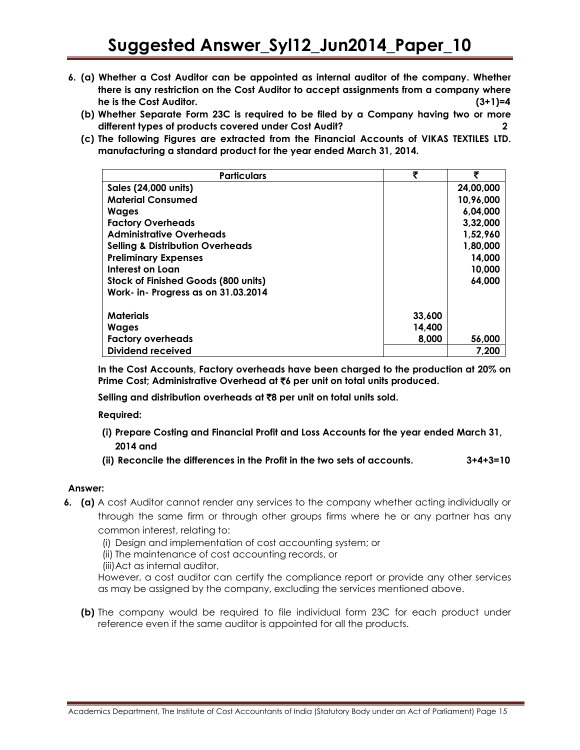6. **(a) Whether a Cost Auditor can be appointed as internal auditor of the company. Whether there is any restriction on the Cost Auditor to accept assignments from a company where he is the Cost Auditor. (3+1)=4**

   **(b) Whether Separate Form 23C is required to be filed by a Company having two or more different types of products covered under Cost Audit? 2**

   **(c) The following Figures are extracted from the Financial Accounts of VIKAS TEXTILES LTD. manufacturing a standard product for the year ended March 31, 2014.**

| Particulars | ₹ | ₹ |
|---|---|---|
| Sales (24,000 units) | | 24,00,000 |
| Material Consumed | | 10,96,000 |
| Wages | | 6,04,000 |
| Factory Overheads | | 3,32,000 |
| Administrative Overheads | | 1,52,960 |
| Selling & Distribution Overheads | | 1,80,000 |
| Preliminary Expenses | | 14,000 |
| Interest on Loan | | 10,000 |
| Stock of Finished Goods (800 units) | | 64,000 |
| Work- in- Progress as on 31.03.2014 | | |
| Materials | 33,600 | |
| Wages | 14,400 | |
| Factory overheads | 8,000 | 56,000 |
| Dividend received | | 7,200 |

**In the Cost Accounts, Factory overheads have been charged to the production at 20% on Prime Cost; Administrative Overhead at ₹6 per unit on total units produced.**

**Selling and distribution overheads at ₹8 per unit on total units sold.**

**Required:**

**(i) Prepare Costing and Financial Profit and Loss Accounts for the year ended March 31, 2014 and**

**(ii) Reconcile the differences in the Profit in the two sets of accounts. 3+4+3=10**

**Answer:**

6. **(a)** A cost Auditor cannot render any services to the company whether acting individually or through the same firm or through other groups firms where he or any partner has any common interest, relating to:

   (i) Design and implementation of cost accounting system; or

   (ii) The maintenance of cost accounting records, or

   (iii) Act as internal auditor,

   However, a cost auditor can certify the compliance report or provide any other services as may be assigned by the company, excluding the services mentioned above.

   **(b)** The company would be required to file individual form 23C for each product under reference even if the same auditor is appointed for all the products.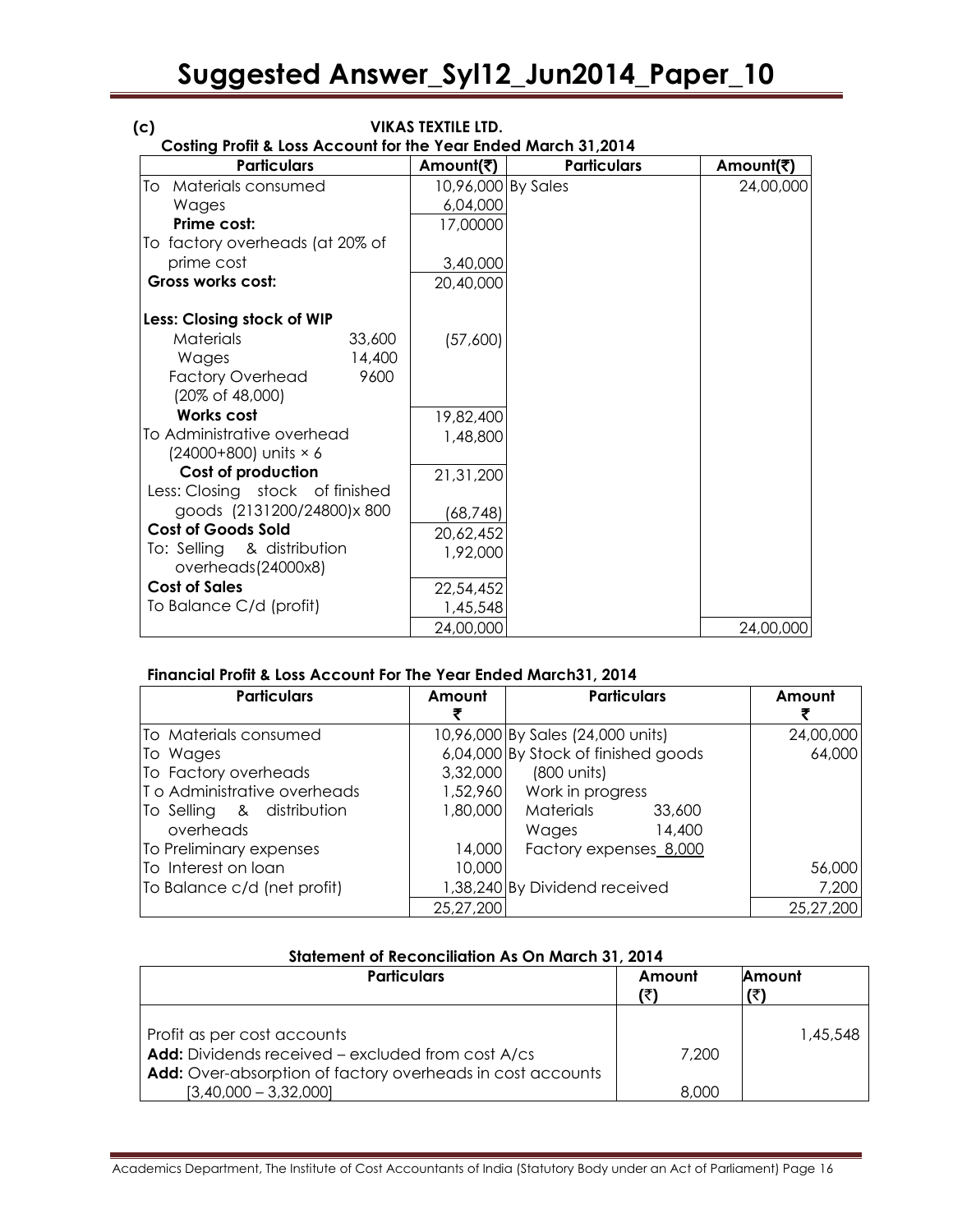**(c)** **VIKAS TEXTILE LTD.**

**Costing Profit & Loss Account for the Year Ended March 31,2014**

| Particulars | | Amount(₹) | Particulars | Amount(₹) |
|---|---|---|---|---|
| To Materials consumed | | 10,96,000 | By Sales | 24,00,000 |
| Wages | | 6,04,000 | | |
| **Prime cost:** | | 17,00000 | | |
| To factory overheads (at 20% of prime cost | | 3,40,000 | | |
| **Gross works cost:** | | 20,40,000 | | |
| **Less: Closing stock of WIP** | | | | |
| Materials | 33,600 | (57,600) | | |
| Wages | 14,400 | | | |
| Factory Overhead (20% of 48,000) | 9600 | | | |
| **Works cost** | | 19,82,400 | | |
| To Administrative overhead (24000+800) units × 6 | | 1,48,800 | | |
| **Cost of production** | | 21,31,200 | | |
| Less: Closing stock of finished goods (2131200/24800)x 800 | | (68,748) | | |
| **Cost of Goods Sold** | | 20,62,452 | | |
| To: Selling & distribution overheads(24000x8) | | 1,92,000 | | |
| **Cost of Sales** | | 22,54,452 | | |
| To Balance C/d (profit) | | 1,45,548 | | |
| | | 24,00,000 | | 24,00,000 |

**Financial Profit & Loss Account For The Year Ended March31, 2014**

| Particulars | Amount ₹ | Particulars | | Amount ₹ |
|---|---|---|---|---|
| To Materials consumed | 10,96,000 | By Sales (24,000 units) | | 24,00,000 |
| To Wages | 6,04,000 | By Stock of finished goods (800 units) | | 64,000 |
| To Factory overheads | 3,32,000 | Work in progress | | |
| T o Administrative overheads | 1,52,960 | Materials | 33,600 | |
| To Selling & distribution overheads | 1,80,000 | Wages | 14,400 | |
| To Preliminary expenses | 14,000 | Factory expenses | 8,000 | |
| To Interest on loan | 10,000 | | | 56,000 |
| To Balance c/d (net profit) | 1,38,240 | By Dividend received | | 7,200 |
| | 25,27,200 | | | 25,27,200 |

**Statement of Reconciliation As On March 31, 2014**

| Particulars | Amount (₹) | Amount (₹) |
|---|---|---|
| Profit as per cost accounts | | 1,45,548 |
| **Add:** Dividends received – excluded from cost A/cs | 7,200 | |
| **Add:** Over-absorption of factory overheads in cost accounts [3,40,000 – 3,32,000] | 8,000 | |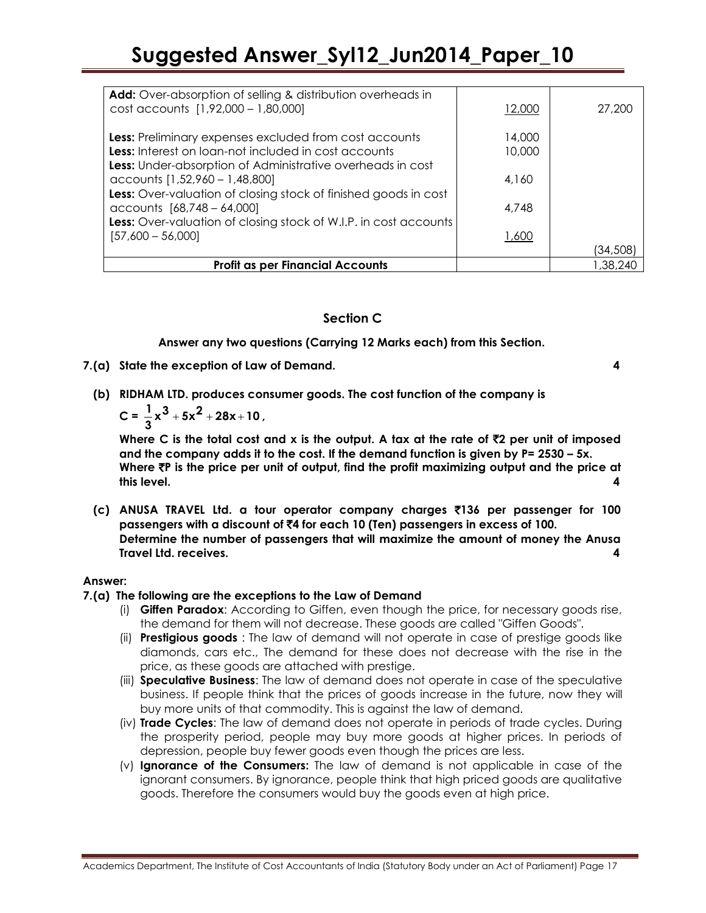| | | |
|---|---|---|
| **Add:** Over-absorption of selling & distribution overheads in cost accounts [1,92,000 – 1,80,000] | 12,000 | 27,200 |
| **Less:** Preliminary expenses excluded from cost accounts | 14,000 | |
| **Less:** Interest on loan-not included in cost accounts | 10,000 | |
| **Less:** Under-absorption of Administrative overheads in cost accounts [1,52,960 – 1,48,800] | 4,160 | |
| **Less:** Over-valuation of closing stock of finished goods in cost accounts [68,748 – 64,000] | 4,748 | |
| **Less:** Over-valuation of closing stock of W.I.P. in cost accounts [57,600 – 56,000] | 1,600 | |
| | | (34,508) |
| **Profit as per Financial Accounts** | | 1,38,240 |

## Section C

**Answer any two questions (Carrying 12 Marks each) from this Section.**

**7.(a) State the exception of Law of Demand. 4**

**(b) RIDHAM LTD. produces consumer goods. The cost function of the company is**

$$C = \frac{1}{3}x^3 + 5x^2 + 28x + 10,$$

**Where C is the total cost and x is the output. A tax at the rate of ₹2 per unit of imposed and the company adds it to the cost. If the demand function is given by P= 2530 – 5x. Where ₹P is the price per unit of output, find the profit maximizing output and the price at this level. 4**

**(c) ANUSA TRAVEL Ltd. a tour operator company charges ₹136 per passenger for 100 passengers with a discount of ₹4 for each 10 (Ten) passengers in excess of 100. Determine the number of passengers that will maximize the amount of money the Anusa Travel Ltd. receives. 4**

**Answer:**

**7.(a) The following are the exceptions to the Law of Demand**

(i) **Giffen Paradox**: According to Giffen, even though the price, for necessary goods rise, the demand for them will not decrease. These goods are called "Giffen Goods".

(ii) **Prestigious goods** : The law of demand will not operate in case of prestige goods like diamonds, cars etc., The demand for these does not decrease with the rise in the price, as these goods are attached with prestige.

(iii) **Speculative Business**: The law of demand does not operate in case of the speculative business. If people think that the prices of goods increase in the future, now they will buy more units of that commodity. This is against the law of demand.

(iv) **Trade Cycles**: The law of demand does not operate in periods of trade cycles. During the prosperity period, people may buy more goods at higher prices. In periods of depression, people buy fewer goods even though the prices are less.

(v) **Ignorance of the Consumers:** The law of demand is not applicable in case of the ignorant consumers. By ignorance, people think that high priced goods are qualitative goods. Therefore the consumers would buy the goods even at high price.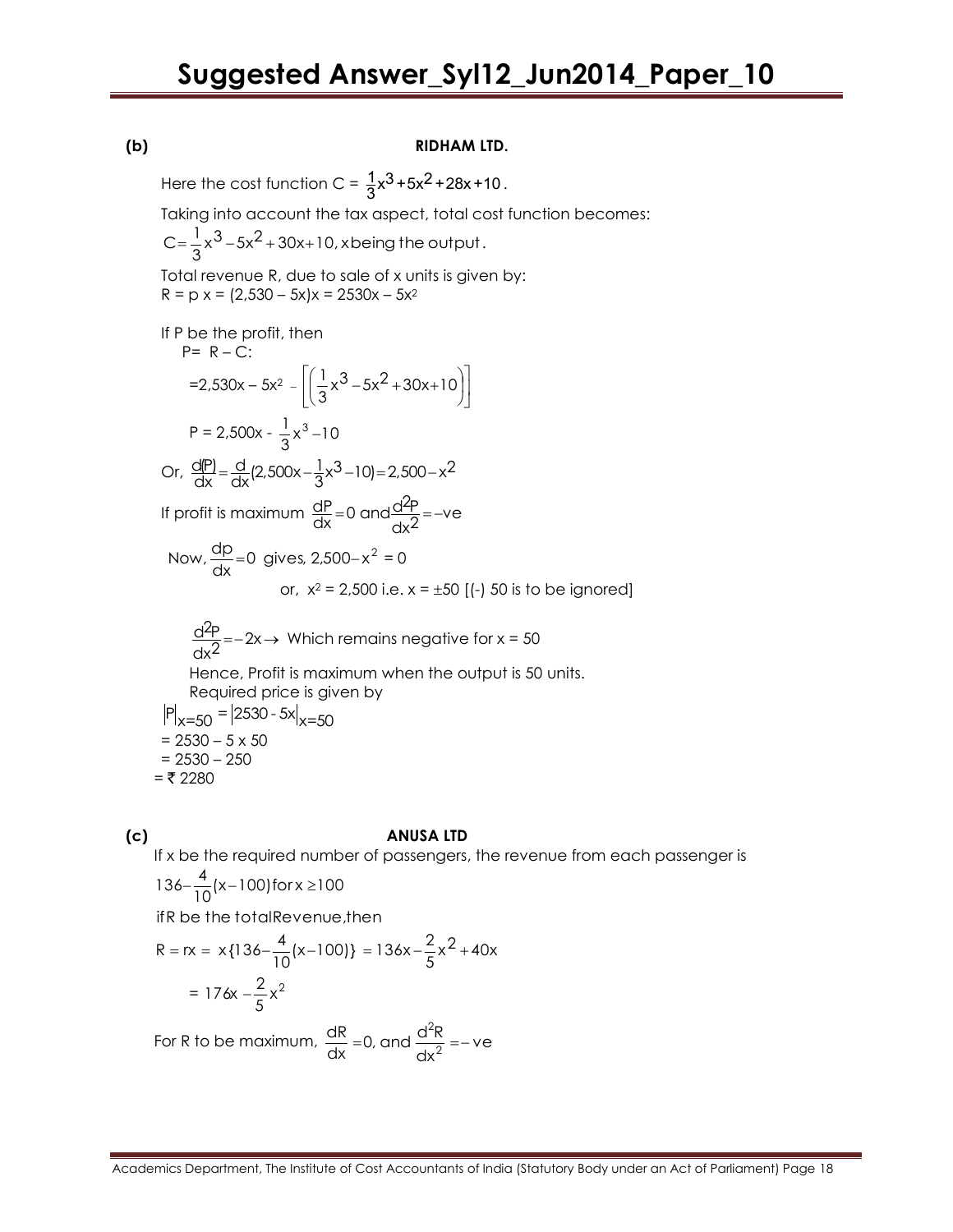**(b)** **RIDHAM LTD.**

Here the cost function C = $\frac{1}{3}x^3 + 5x^2 + 28x + 10$.

Taking into account the tax aspect, total cost function becomes:

$C = \frac{1}{3}x^3 - 5x^2 + 30x + 10$, x being the output.

Total revenue R, due to sale of x units is given by:

R = p x = (2,530 – 5x)x = 2530x – 5x²

If P be the profit, then

P= R – C:

$= 2{,}530x - 5x^2 - \left[\left(\frac{1}{3}x^3 - 5x^2 + 30x + 10\right)\right]$

P = 2,500x - $\frac{1}{3}x^3 - 10$

Or, $\frac{d(P)}{dx} = \frac{d}{dx}(2{,}500x - \frac{1}{3}x^3 - 10) = 2{,}500 - x^2$

If profit is maximum $\frac{dP}{dx} = 0$ and $\frac{d^2P}{dx^2} = -ve$

Now, $\frac{dp}{dx} = 0$ gives, $2{,}500 - x^2 = 0$

or, $x^2 = 2{,}500$ i.e. $x = \pm 50$ [(-) 50 is to be ignored]

$\frac{d^2P}{dx^2} = -2x \rightarrow$ Which remains negative for x = 50

Hence, Profit is maximum when the output is 50 units.

Required price is given by

$|P|_{x=50} = |2530 - 5x|_{x=50}$

= 2530 – 5 x 50

= 2530 – 250

= ₹ 2280

**(c)** **ANUSA LTD**

If x be the required number of passengers, the revenue from each passenger is

$136 - \frac{4}{10}(x - 100)$ for $x \geq 100$

if R be the total Revenue, then

$R = rx = x\{136 - \frac{4}{10}(x - 100)\} = 136x - \frac{2}{5}x^2 + 40x$

$= 176x - \frac{2}{5}x^2$

For R to be maximum, $\frac{dR}{dx} = 0$, and $\frac{d^2R}{dx^2} = -ve$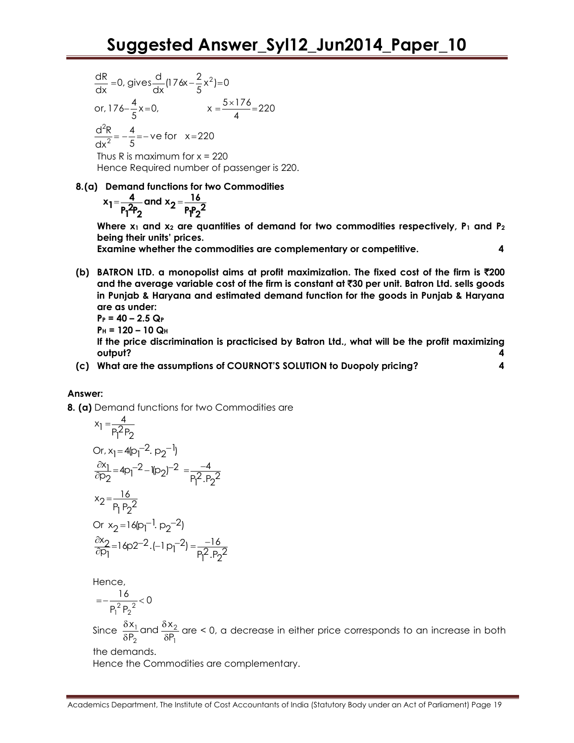$$\frac{dR}{dx} = 0, \text{ gives} \frac{d}{dx}(176x - \frac{2}{5}x^2) = 0$$

$$\text{or, } 176 - \frac{4}{5}x = 0, \qquad x = \frac{5 \times 176}{4} = 220$$

$$\frac{d^2R}{dx^2} = -\frac{4}{5} = -\text{ve for } \quad x = 220$$

Thus R is maximum for x = 220

Hence Required number of passenger is 220.

**8.(a) Demand functions for two Commodities**

$$x_1 = \frac{4}{P_1^2 P_2} \text{ and } x_2 = \frac{16}{P_1 P_2^2}$$

**Where $x_1$ and $x_2$ are quantities of demand for two commodities respectively, $P_1$ and $P_2$ being their units' prices.**

**Examine whether the commodities are complementary or competitive. 4**

**(b) BATRON LTD. a monopolist aims at profit maximization. The fixed cost of the firm is ₹200 and the average variable cost of the firm is constant at ₹30 per unit. Batron Ltd. sells goods in Punjab & Haryana and estimated demand function for the goods in Punjab & Haryana are as under:**

**$P_P = 40 - 2.5\, Q_P$**

**$P_H = 120 - 10\, Q_H$**

**If the price discrimination is practicised by Batron Ltd., what will be the profit maximizing output? 4**

**(c) What are the assumptions of COURNOT'S SOLUTION to Duopoly pricing? 4**

**Answer:**

**8. (a)** Demand functions for two Commodities are

$$x_1 = \frac{4}{P_1^2 P_2}$$

$$\text{Or, } x_1 = 4(p_1^{-2}.\, p_2^{-1})$$

$$\frac{\partial x_1}{\partial p_2} = 4p_1^{-2} - 1(p_2)^{-2} = \frac{-4}{P_1^2.P_2^2}$$

$$x_2 = \frac{16}{P_1 P_2^2}$$

$$\text{Or } x_2 = 16(p_1^{-1}.\, p_2^{-2})$$

$$\frac{\partial x_2}{\partial p_1} = 16p2^{-2}.(-1\, p_1^{-2}) = \frac{-16}{P_1^2.P_2^2}$$

Hence,

$$= -\frac{16}{P_1^2 P_2^2} < 0$$

Since $\frac{\delta x_1}{\delta P_2}$ and $\frac{\delta x_2}{\delta P_1}$ are < 0, a decrease in either price corresponds to an increase in both the demands.

Hence the Commodities are complementary.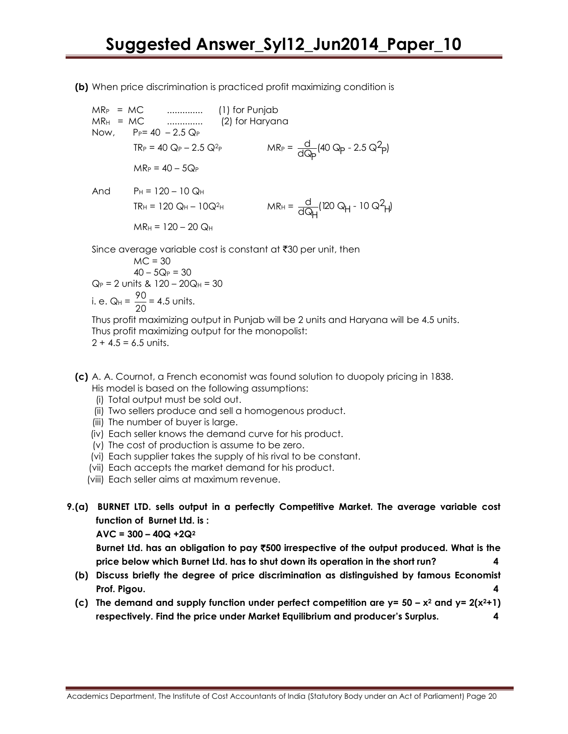**(b)** When price discrimination is practiced profit maximizing condition is

$MR_P = MC$ .............. (1) for Punjab

$MR_H = MC$ .............. (2) for Haryana

Now, $P_P = 40 - 2.5\,Q_P$

$TR_P = 40\,Q_P - 2.5\,Q^2_P$ $\qquad MR_P = \frac{d}{dQ_P}(40\,Q_P - 2.5\,Q^2_P)$

$MR_P = 40 - 5Q_P$

And $P_H = 120 - 10\,Q_H$

$TR_H = 120\,Q_H - 10Q^2_H$ $\qquad MR_H = \frac{d}{dQ_H}(120\,Q_H - 10\,Q^2_H)$

$MR_H = 120 - 20\,Q_H$

Since average variable cost is constant at ₹30 per unit, then

$MC = 30$

$40 - 5Q_P = 30$

$Q_P = 2$ units & $120 - 20Q_H = 30$

i. e. $Q_H = \frac{90}{20} = 4.5$ units.

Thus profit maximizing output in Punjab will be 2 units and Haryana will be 4.5 units.
Thus profit maximizing output for the monopolist:
$2 + 4.5 = 6.5$ units.

**(c)** A. A. Cournot, a French economist was found solution to duopoly pricing in 1838.
His model is based on the following assumptions:

(i) Total output must be sold out.
(ii) Two sellers produce and sell a homogenous product.
(iii) The number of buyer is large.
(iv) Each seller knows the demand curve for his product.
(v) The cost of production is assume to be zero.
(vi) Each supplier takes the supply of his rival to be constant.
(vii) Each accepts the market demand for his product.
(viii) Each seller aims at maximum revenue.

**9.(a) BURNET LTD. sells output in a perfectly Competitive Market. The average variable cost function of Burnet Ltd. is :**

**$AVC = 300 - 40Q + 2Q^2$**

**Burnet Ltd. has an obligation to pay ₹500 irrespective of the output produced. What is the price below which Burnet Ltd. has to shut down its operation in the short run? 4**

**(b) Discuss briefly the degree of price discrimination as distinguished by famous Economist Prof. Pigou. 4**

**(c) The demand and supply function under perfect competition are $y = 50 - x^2$ and $y = 2(x^2+1)$ respectively. Find the price under Market Equilibrium and producer's Surplus. 4**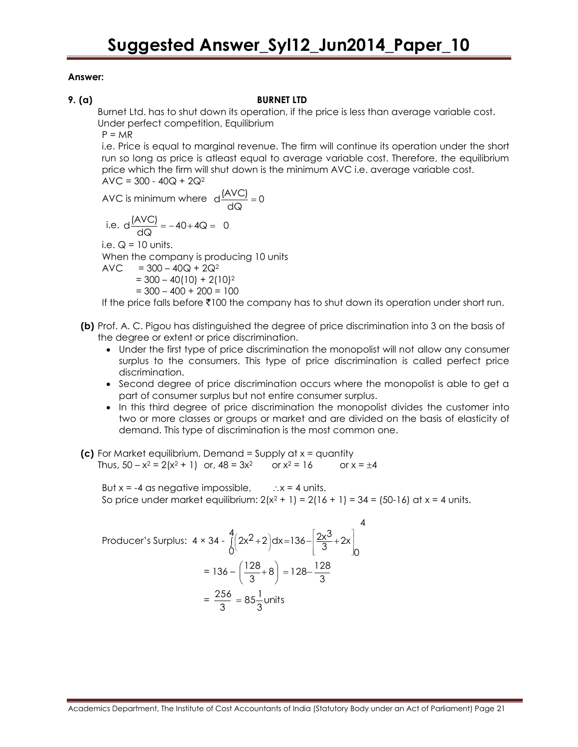**Answer:**

**9. (a)** **BURNET LTD**

Burnet Ltd. has to shut down its operation, if the price is less than average variable cost. Under perfect competition, Equilibrium

$P = MR$

i.e. Price is equal to marginal revenue. The firm will continue its operation under the short run so long as price is atleast equal to average variable cost. Therefore, the equilibrium price which the firm will shut down is the minimum AVC i.e. average variable cost.

$AVC = 300 - 40Q + 2Q^2$

AVC is minimum where $d\frac{(AVC)}{dQ} = 0$

i.e. $d\frac{(AVC)}{dQ} = -40 + 4Q = 0$

i.e. Q = 10 units.

When the company is producing 10 units

$AVC = 300 - 40Q + 2Q^2$

$= 300 - 40(10) + 2(10)^2$

$= 300 - 400 + 200 = 100$

If the price falls before ₹100 the company has to shut down its operation under short run.

**(b)** Prof. A. C. Pigou has distinguished the degree of price discrimination into 3 on the basis of the degree or extent or price discrimination.

- Under the first type of price discrimination the monopolist will not allow any consumer surplus to the consumers. This type of price discrimination is called perfect price discrimination.
- Second degree of price discrimination occurs where the monopolist is able to get a part of consumer surplus but not entire consumer surplus.
- In this third degree of price discrimination the monopolist divides the customer into two or more classes or groups or market and are divided on the basis of elasticity of demand. This type of discrimination is the most common one.

**(c)** For Market equilibrium, Demand = Supply at x = quantity

Thus, $50 - x^2 = 2(x^2 + 1)$ or, $48 = 3x^2$ or $x^2 = 16$ or $x = \pm 4$

But x = -4 as negative impossible, $\therefore x = 4$ units.

So price under market equilibrium: $2(x^2 + 1) = 2(16 + 1) = 34 = (50-16)$ at x = 4 units.

Producer's Surplus: $4 \times 34 - \int_0^4 (2x^2 + 2)dx = 136 - \left[\frac{2x^3}{3} + 2x\right]_0^4$

$= 136 - \left(\frac{128}{3} + 8\right) = 128 - \frac{128}{3}$

$= \frac{256}{3} = 85\frac{1}{3}$ units